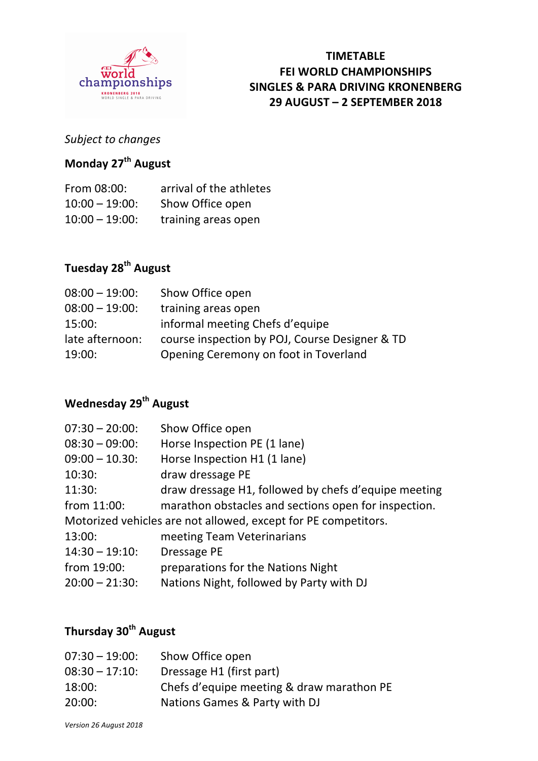# TIMETABLE
# FEI WORLD CHAMPIONSHIPS
# SINGLES & PARA DRIVING KRONENBERG
# 29 AUGUST – 2 SEPTEMBER 2018

*Subject to changes*

## Monday 27th August

| | |
|---|---|
| From 08:00: | arrival of the athletes |
| 10:00 – 19:00: | Show Office open |
| 10:00 – 19:00: | training areas open |

## Tuesday 28th August

| | |
|---|---|
| 08:00 – 19:00: | Show Office open |
| 08:00 – 19:00: | training areas open |
| 15:00: | informal meeting Chefs d'equipe |
| late afternoon: | course inspection by POJ, Course Designer & TD |
| 19:00: | Opening Ceremony on foot in Toverland |

## Wednesday 29th August

| | |
|---|---|
| 07:30 – 20:00: | Show Office open |
| 08:30 – 09:00: | Horse Inspection PE (1 lane) |
| 09:00 – 10.30: | Horse Inspection H1 (1 lane) |
| 10:30: | draw dressage PE |
| 11:30: | draw dressage H1, followed by chefs d'equipe meeting |
| from 11:00: | marathon obstacles and sections open for inspection. |

Motorized vehicles are not allowed, except for PE competitors.

| | |
|---|---|
| 13:00: | meeting Team Veterinarians |
| 14:30 – 19:10: | Dressage PE |
| from 19:00: | preparations for the Nations Night |
| 20:00 – 21:30: | Nations Night, followed by Party with DJ |

## Thursday 30th August

| | |
|---|---|
| 07:30 – 19:00: | Show Office open |
| 08:30 – 17:10: | Dressage H1 (first part) |
| 18:00: | Chefs d'equipe meeting & draw marathon PE |
| 20:00: | Nations Games & Party with DJ |

*Version 26 August 2018*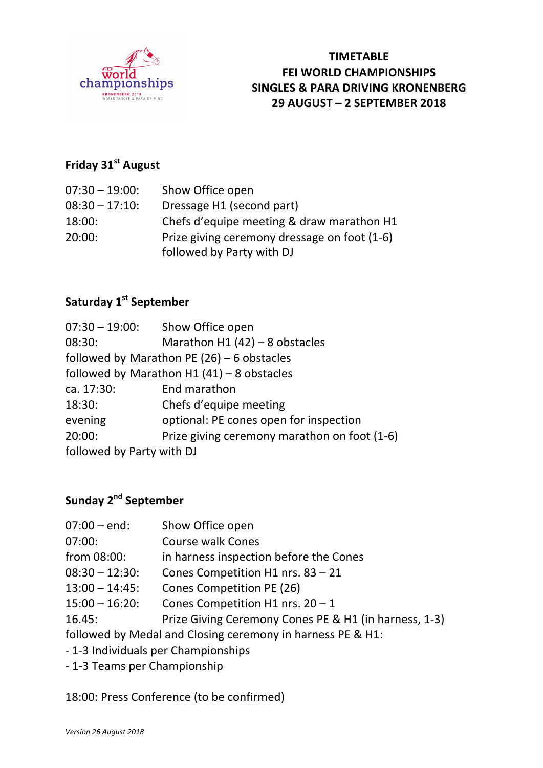**TIMETABLE**
**FEI WORLD CHAMPIONSHIPS**
**SINGLES & PARA DRIVING KRONENBERG**
**29 AUGUST – 2 SEPTEMBER 2018**

### Friday 31st August

07:30 – 19:00: Show Office open
08:30 – 17:10: Dressage H1 (second part)
18:00: Chefs d'equipe meeting & draw marathon H1
20:00: Prize giving ceremony dressage on foot (1-6)
followed by Party with DJ

### Saturday 1st September

07:30 – 19:00: Show Office open
08:30: Marathon H1 (42) – 8 obstacles
followed by Marathon PE (26) – 6 obstacles
followed by Marathon H1 (41) – 8 obstacles
ca. 17:30: End marathon
18:30: Chefs d'equipe meeting
evening optional: PE cones open for inspection
20:00: Prize giving ceremony marathon on foot (1-6)
followed by Party with DJ

### Sunday 2nd September

07:00 – end: Show Office open
07:00: Course walk Cones
from 08:00: in harness inspection before the Cones
08:30 – 12:30: Cones Competition H1 nrs. 83 – 21
13:00 – 14:45: Cones Competition PE (26)
15:00 – 16:20: Cones Competition H1 nrs. 20 – 1
16.45: Prize Giving Ceremony Cones PE & H1 (in harness, 1-3)
followed by Medal and Closing ceremony in harness PE & H1:

- 1-3 Individuals per Championships
- 1-3 Teams per Championship

18:00: Press Conference (to be confirmed)

*Version 26 August 2018*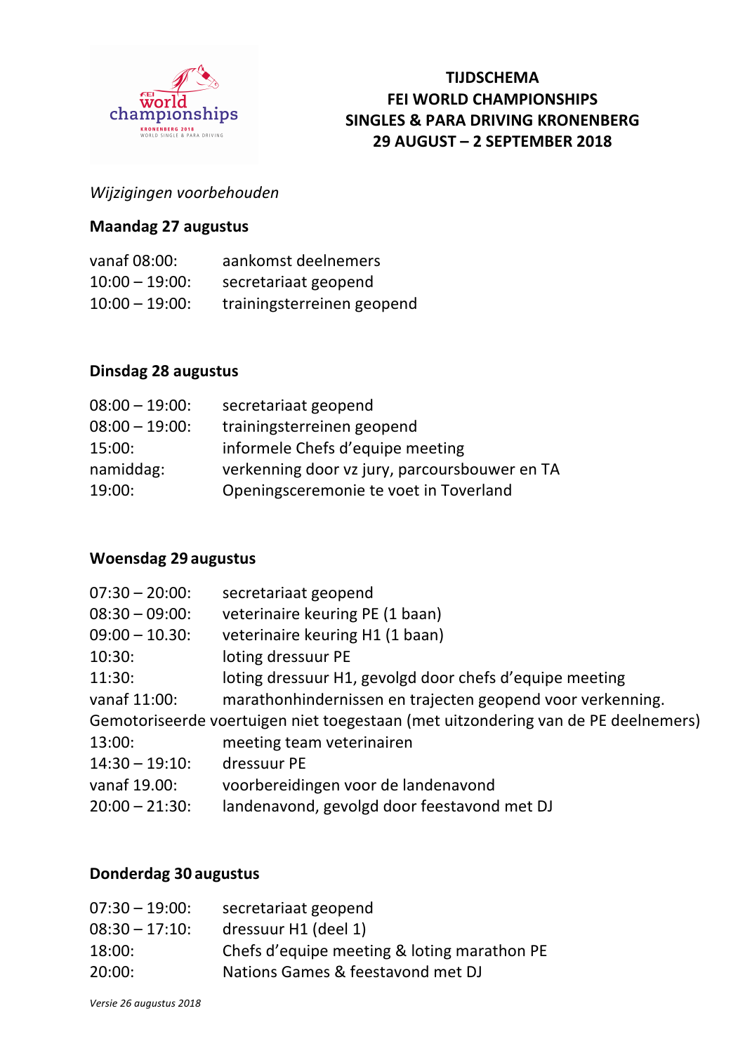# TIJDSCHEMA
# FEI WORLD CHAMPIONSHIPS
# SINGLES & PARA DRIVING KRONENBERG
# 29 AUGUST – 2 SEPTEMBER 2018

*Wijzigingen voorbehouden*

**Maandag 27 augustus**

| | |
|---|---|
| vanaf 08:00: | aankomst deelnemers |
| 10:00 – 19:00: | secretariaat geopend |
| 10:00 – 19:00: | trainingsterreinen geopend |

**Dinsdag 28 augustus**

| | |
|---|---|
| 08:00 – 19:00: | secretariaat geopend |
| 08:00 – 19:00: | trainingsterreinen geopend |
| 15:00: | informele Chefs d'equipe meeting |
| namiddag: | verkenning door vz jury, parcoursbouwer en TA |
| 19:00: | Openingsceremonie te voet in Toverland |

**Woensdag 29 augustus**

| | |
|---|---|
| 07:30 – 20:00: | secretariaat geopend |
| 08:30 – 09:00: | veterinaire keuring PE (1 baan) |
| 09:00 – 10.30: | veterinaire keuring H1 (1 baan) |
| 10:30: | loting dressuur PE |
| 11:30: | loting dressuur H1, gevolgd door chefs d'equipe meeting |
| vanaf 11:00: | marathonhindernissen en trajecten geopend voor verkenning. |

Gemotoriseerde voertuigen niet toegestaan (met uitzondering van de PE deelnemers)

| | |
|---|---|
| 13:00: | meeting team veterinairen |
| 14:30 – 19:10: | dressuur PE |
| vanaf 19.00: | voorbereidingen voor de landenavond |
| 20:00 – 21:30: | landenavond, gevolgd door feestavond met DJ |

**Donderdag 30 augustus**

| | |
|---|---|
| 07:30 – 19:00: | secretariaat geopend |
| 08:30 – 17:10: | dressuur H1 (deel 1) |
| 18:00: | Chefs d'equipe meeting & loting marathon PE |
| 20:00: | Nations Games & feestavond met DJ |

*Versie 26 augustus 2018*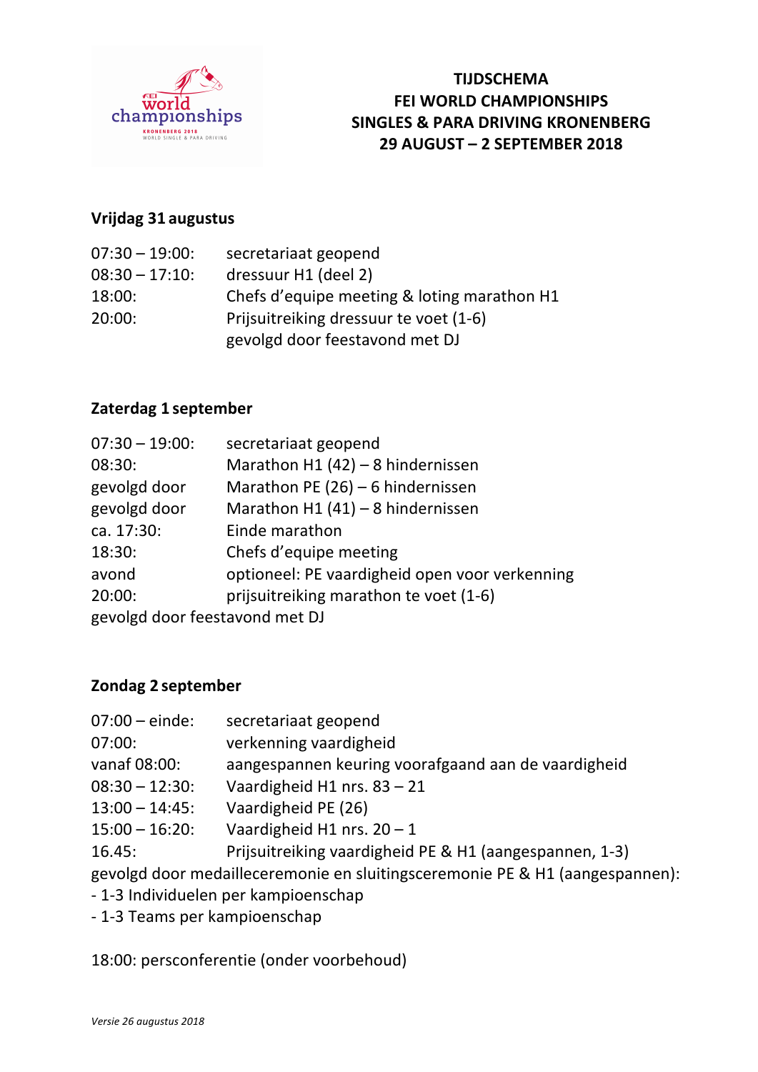# TIJDSCHEMA
# FEI WORLD CHAMPIONSHIPS
# SINGLES & PARA DRIVING KRONENBERG
# 29 AUGUST – 2 SEPTEMBER 2018

## Vrijdag 31 augustus

| | |
|---|---|
| 07:30 – 19:00: | secretariaat geopend |
| 08:30 – 17:10: | dressuur H1 (deel 2) |
| 18:00: | Chefs d'equipe meeting & loting marathon H1 |
| 20:00: | Prijsuitreiking dressuur te voet (1-6) gevolgd door feestavond met DJ |

## Zaterdag 1 september

| | |
|---|---|
| 07:30 – 19:00: | secretariaat geopend |
| 08:30: | Marathon H1 (42) – 8 hindernissen |
| gevolgd door | Marathon PE (26) – 6 hindernissen |
| gevolgd door | Marathon H1 (41) – 8 hindernissen |
| ca. 17:30: | Einde marathon |
| 18:30: | Chefs d'equipe meeting |
| avond | optioneel: PE vaardigheid open voor verkenning |
| 20:00: | prijsuitreiking marathon te voet (1-6) |

gevolgd door feestavond met DJ

## Zondag 2 september

| | |
|---|---|
| 07:00 – einde: | secretariaat geopend |
| 07:00: | verkenning vaardigheid |
| vanaf 08:00: | aangespannen keuring voorafgaand aan de vaardigheid |
| 08:30 – 12:30: | Vaardigheid H1 nrs. 83 – 21 |
| 13:00 – 14:45: | Vaardigheid PE (26) |
| 15:00 – 16:20: | Vaardigheid H1 nrs. 20 – 1 |
| 16.45: | Prijsuitreiking vaardigheid PE & H1 (aangespannen, 1-3) |

gevolgd door medailleceremonie en sluitingsceremonie PE & H1 (aangespannen):

- 1-3 Individuelen per kampioenschap
- 1-3 Teams per kampioenschap

18:00: persconferentie (onder voorbehoud)

*Versie 26 augustus 2018*